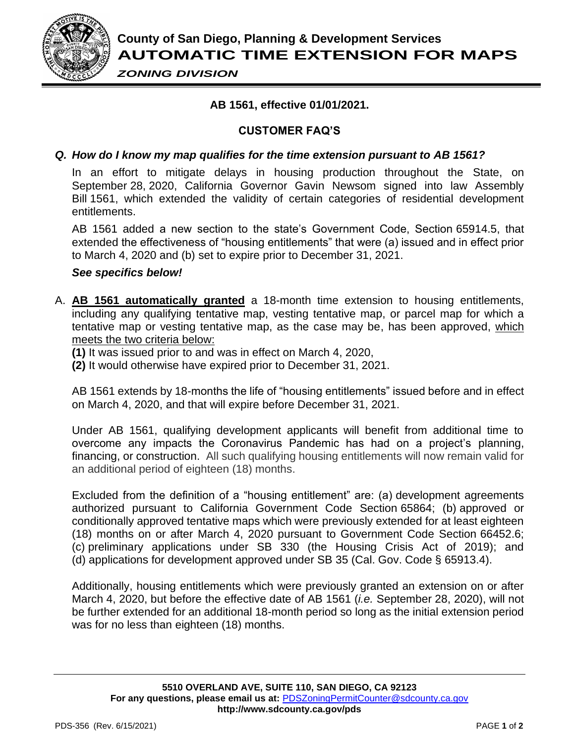**County of San Diego, Planning & Development Services**

# AUTOMATIC TIME EXTENSION FOR MAPS

***ZONING DIVISION***

**AB 1561, effective 01/01/2021.**

**CUSTOMER FAQ'S**

### *Q. How do I know my map qualifies for the time extension pursuant to AB 1561?*

In an effort to mitigate delays in housing production throughout the State, on September 28, 2020, California Governor Gavin Newsom signed into law Assembly Bill 1561, which extended the validity of certain categories of residential development entitlements.

AB 1561 added a new section to the state's Government Code, Section 65914.5, that extended the effectiveness of "housing entitlements" that were (a) issued and in effect prior to March 4, 2020 and (b) set to expire prior to December 31, 2021.

***See specifics below!***

A. **AB 1561 automatically granted** a 18-month time extension to housing entitlements, including any qualifying tentative map, vesting tentative map, or parcel map for which a tentative map or vesting tentative map, as the case may be, has been approved, which meets the two criteria below:

**(1)** It was issued prior to and was in effect on March 4, 2020,
**(2)** It would otherwise have expired prior to December 31, 2021.

AB 1561 extends by 18-months the life of "housing entitlements" issued before and in effect on March 4, 2020, and that will expire before December 31, 2021.

Under AB 1561, qualifying development applicants will benefit from additional time to overcome any impacts the Coronavirus Pandemic has had on a project's planning, financing, or construction. All such qualifying housing entitlements will now remain valid for an additional period of eighteen (18) months.

Excluded from the definition of a "housing entitlement" are: (a) development agreements authorized pursuant to California Government Code Section 65864; (b) approved or conditionally approved tentative maps which were previously extended for at least eighteen (18) months on or after March 4, 2020 pursuant to Government Code Section 66452.6; (c) preliminary applications under SB 330 (the Housing Crisis Act of 2019); and (d) applications for development approved under SB 35 (Cal. Gov. Code § 65913.4).

Additionally, housing entitlements which were previously granted an extension on or after March 4, 2020, but before the effective date of AB 1561 (*i.e.* September 28, 2020), will not be further extended for an additional 18-month period so long as the initial extension period was for no less than eighteen (18) months.

**5510 OVERLAND AVE, SUITE 110, SAN DIEGO, CA 92123**
**For any questions, please email us at:** PDSZoningPermitCounter@sdcounty.ca.gov
**http://www.sdcounty.ca.gov/pds**

PDS-356 (Rev. 6/15/2021)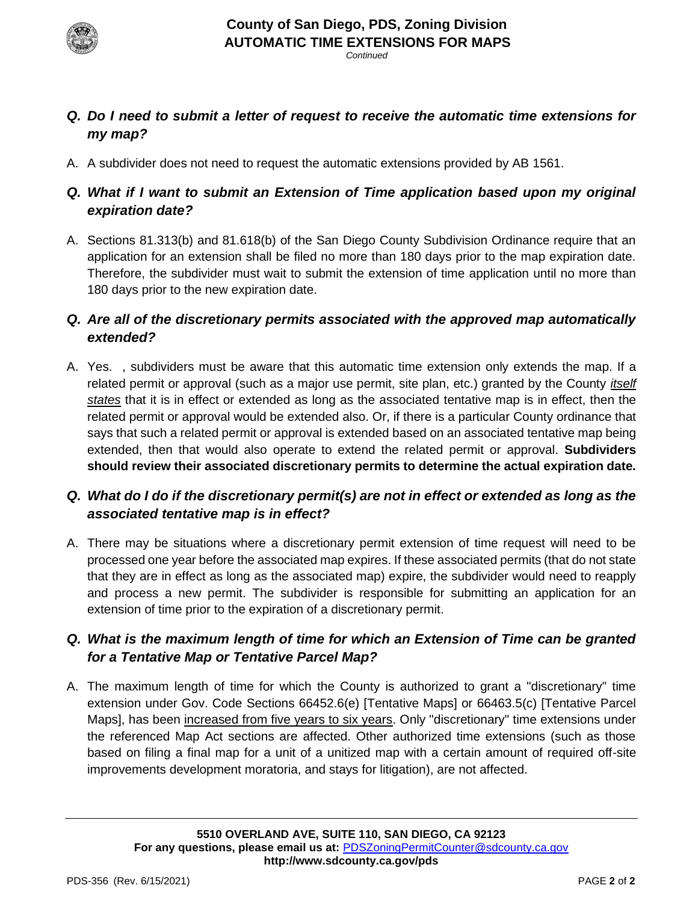***Q. Do I need to submit a letter of request to receive the automatic time extensions for my map?***

A. A subdivider does not need to request the automatic extensions provided by AB 1561.

***Q. What if I want to submit an Extension of Time application based upon my original expiration date?***

A. Sections 81.313(b) and 81.618(b) of the San Diego County Subdivision Ordinance require that an application for an extension shall be filed no more than 180 days prior to the map expiration date. Therefore, the subdivider must wait to submit the extension of time application until no more than 180 days prior to the new expiration date.

***Q. Are all of the discretionary permits associated with the approved map automatically extended?***

A. Yes. , subdividers must be aware that this automatic time extension only extends the map. If a related permit or approval (such as a major use permit, site plan, etc.) granted by the County *itself states* that it is in effect or extended as long as the associated tentative map is in effect, then the related permit or approval would be extended also. Or, if there is a particular County ordinance that says that such a related permit or approval is extended based on an associated tentative map being extended, then that would also operate to extend the related permit or approval. **Subdividers should review their associated discretionary permits to determine the actual expiration date.**

***Q. What do I do if the discretionary permit(s) are not in effect or extended as long as the associated tentative map is in effect?***

A. There may be situations where a discretionary permit extension of time request will need to be processed one year before the associated map expires. If these associated permits (that do not state that they are in effect as long as the associated map) expire, the subdivider would need to reapply and process a new permit. The subdivider is responsible for submitting an application for an extension of time prior to the expiration of a discretionary permit.

***Q. What is the maximum length of time for which an Extension of Time can be granted for a Tentative Map or Tentative Parcel Map?***

A. The maximum length of time for which the County is authorized to grant a "discretionary" time extension under Gov. Code Sections 66452.6(e) [Tentative Maps] or 66463.5(c) [Tentative Parcel Maps], has been increased from five years to six years. Only "discretionary" time extensions under the referenced Map Act sections are affected. Other authorized time extensions (such as those based on filing a final map for a unit of a unitized map with a certain amount of required off-site improvements development moratoria, and stays for litigation), are not affected.

**5510 OVERLAND AVE, SUITE 110, SAN DIEGO, CA 92123**
**For any questions, please email us at:** PDSZoningPermitCounter@sdcounty.ca.gov
**http://www.sdcounty.ca.gov/pds**